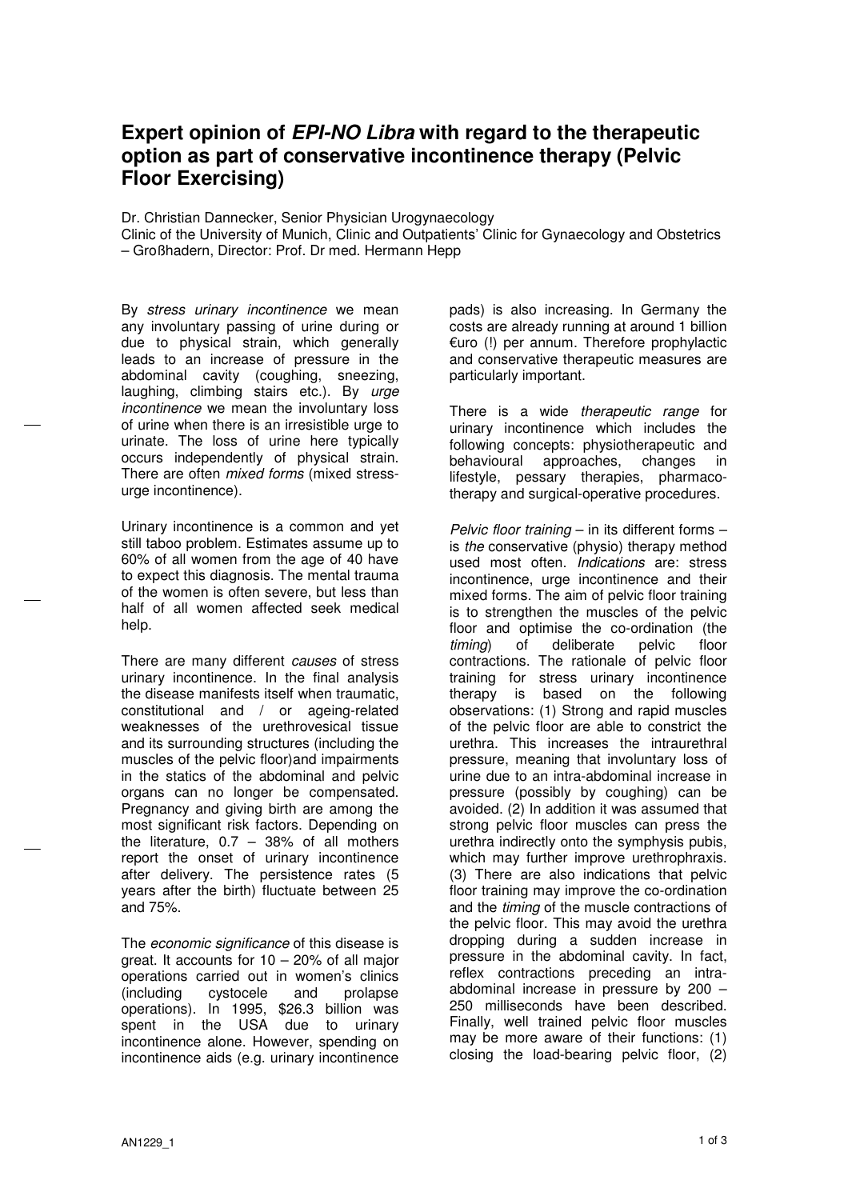# Expert opinion of ***EPI-NO Libra*** with regard to the therapeutic option as part of conservative incontinence therapy (Pelvic Floor Exercising)

Dr. Christian Dannecker, Senior Physician Urogynaecology
Clinic of the University of Munich, Clinic and Outpatients' Clinic for Gynaecology and Obstetrics – Großhadern, Director: Prof. Dr med. Hermann Hepp

By *stress urinary incontinence* we mean any involuntary passing of urine during or due to physical strain, which generally leads to an increase of pressure in the abdominal cavity (coughing, sneezing, laughing, climbing stairs etc.). By *urge incontinence* we mean the involuntary loss of urine when there is an irresistible urge to urinate. The loss of urine here typically occurs independently of physical strain. There are often *mixed forms* (mixed stress-urge incontinence).

Urinary incontinence is a common and yet still taboo problem. Estimates assume up to 60% of all women from the age of 40 have to expect this diagnosis. The mental trauma of the women is often severe, but less than half of all women affected seek medical help.

There are many different *causes* of stress urinary incontinence. In the final analysis the disease manifests itself when traumatic, constitutional and / or ageing-related weaknesses of the urethrovesical tissue and its surrounding structures (including the muscles of the pelvic floor)and impairments in the statics of the abdominal and pelvic organs can no longer be compensated. Pregnancy and giving birth are among the most significant risk factors. Depending on the literature, 0.7 – 38% of all mothers report the onset of urinary incontinence after delivery. The persistence rates (5 years after the birth) fluctuate between 25 and 75%.

The *economic significance* of this disease is great. It accounts for 10 – 20% of all major operations carried out in women's clinics (including cystocele and prolapse operations). In 1995, $26.3 billion was spent in the USA due to urinary incontinence alone. However, spending on incontinence aids (e.g. urinary incontinence pads) is also increasing. In Germany the costs are already running at around 1 billion €uro (!) per annum. Therefore prophylactic and conservative therapeutic measures are particularly important.

There is a wide *therapeutic range* for urinary incontinence which includes the following concepts: physiotherapeutic and behavioural approaches, changes in lifestyle, pessary therapies, pharmaco-therapy and surgical-operative procedures.

*Pelvic floor training* – in its different forms – is *the* conservative (physio) therapy method used most often. *Indications* are: stress incontinence, urge incontinence and their mixed forms. The aim of pelvic floor training is to strengthen the muscles of the pelvic floor and optimise the co-ordination (the *timing*) of deliberate pelvic floor contractions. The rationale of pelvic floor training for stress urinary incontinence therapy is based on the following observations: (1) Strong and rapid muscles of the pelvic floor are able to constrict the urethra. This increases the intraurethral pressure, meaning that involuntary loss of urine due to an intra-abdominal increase in pressure (possibly by coughing) can be avoided. (2) In addition it was assumed that strong pelvic floor muscles can press the urethra indirectly onto the symphysis pubis, which may further improve urethrophraxis. (3) There are also indications that pelvic floor training may improve the co-ordination and the *timing* of the muscle contractions of the pelvic floor. This may avoid the urethra dropping during a sudden increase in pressure in the abdominal cavity. In fact, reflex contractions preceding an intra-abdominal increase in pressure by 200 – 250 milliseconds have been described. Finally, well trained pelvic floor muscles may be more aware of their functions: (1) closing the load-bearing pelvic floor, (2)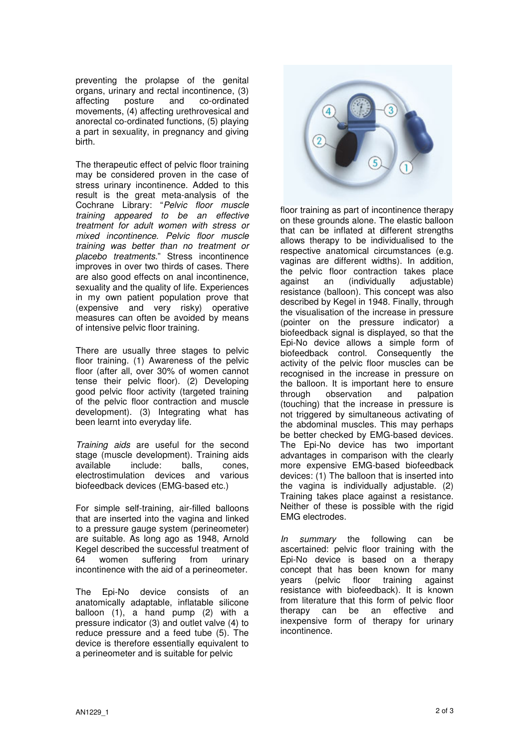preventing the prolapse of the genital organs, urinary and rectal incontinence, (3) affecting posture and co-ordinated movements, (4) affecting urethrovesical and anorectal co-ordinated functions, (5) playing a part in sexuality, in pregnancy and giving birth.

The therapeutic effect of pelvic floor training may be considered proven in the case of stress urinary incontinence. Added to this result is the great meta-analysis of the Cochrane Library: "*Pelvic floor muscle training appeared to be an effective treatment for adult women with stress or mixed incontinence. Pelvic floor muscle training was better than no treatment or placebo treatments.*" Stress incontinence improves in over two thirds of cases. There are also good effects on anal incontinence, sexuality and the quality of life. Experiences in my own patient population prove that (expensive and very risky) operative measures can often be avoided by means of intensive pelvic floor training.

There are usually three stages to pelvic floor training. (1) Awareness of the pelvic floor (after all, over 30% of women cannot tense their pelvic floor). (2) Developing good pelvic floor activity (targeted training of the pelvic floor contraction and muscle development). (3) Integrating what has been learnt into everyday life.

*Training aids* are useful for the second stage (muscle development). Training aids available include: balls, cones, electrostimulation devices and various biofeedback devices (EMG-based etc.)

For simple self-training, air-filled balloons that are inserted into the vagina and linked to a pressure gauge system (perineometer) are suitable. As long ago as 1948, Arnold Kegel described the successful treatment of 64 women suffering from urinary incontinence with the aid of a perineometer.

The Epi-No device consists of an anatomically adaptable, inflatable silicone balloon (1), a hand pump (2) with a pressure indicator (3) and outlet valve (4) to reduce pressure and a feed tube (5). The device is therefore essentially equivalent to a perineometer and is suitable for pelvic floor training as part of incontinence therapy on these grounds alone. The elastic balloon that can be inflated at different strengths allows therapy to be individualised to the respective anatomical circumstances (e.g. vaginas are different widths). In addition, the pelvic floor contraction takes place against an (individually adjustable) resistance (balloon). This concept was also described by Kegel in 1948. Finally, through the visualisation of the increase in pressure (pointer on the pressure indicator) a biofeedback signal is displayed, so that the Epi-No device allows a simple form of biofeedback control. Consequently the activity of the pelvic floor muscles can be recognised in the increase in pressure on the balloon. It is important here to ensure through observation and palpation (touching) that the increase in pressure is not triggered by simultaneous activating of the abdominal muscles. This may perhaps be better checked by EMG-based devices. The Epi-No device has two important advantages in comparison with the clearly more expensive EMG-based biofeedback devices: (1) The balloon that is inserted into the vagina is individually adjustable. (2) Training takes place against a resistance. Neither of these is possible with the rigid EMG electrodes.

*In summary* the following can be ascertained: pelvic floor training with the Epi-No device is based on a therapy concept that has been known for many years (pelvic floor training against resistance with biofeedback). It is known from literature that this form of pelvic floor therapy can be an effective and inexpensive form of therapy for urinary incontinence.

AN1229_1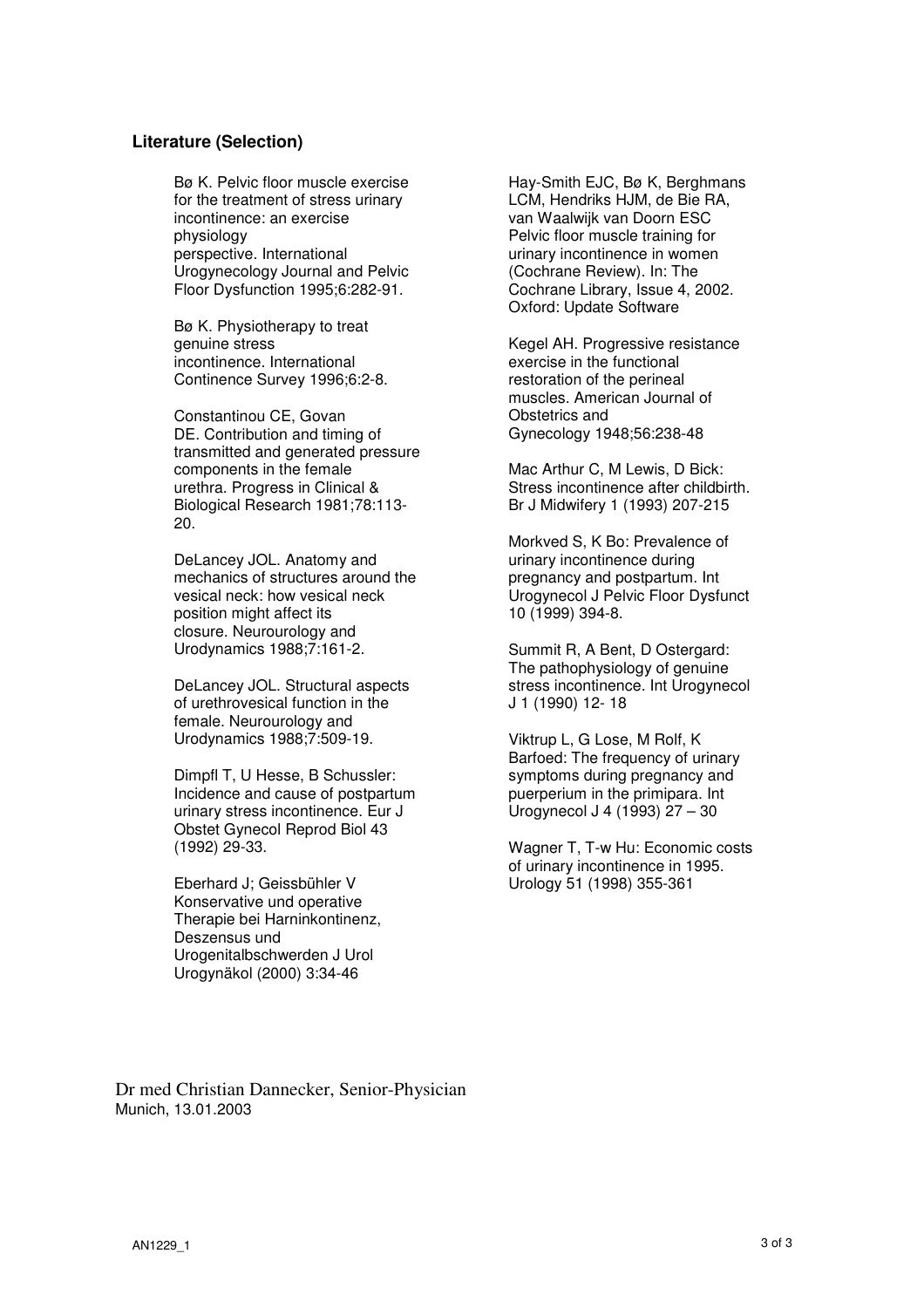**Literature (Selection)**

Bø K. Pelvic floor muscle exercise for the treatment of stress urinary incontinence: an exercise physiology perspective. International Urogynecology Journal and Pelvic Floor Dysfunction 1995;6:282-91.

Bø K. Physiotherapy to treat genuine stress incontinence. International Continence Survey 1996;6:2-8.

Constantinou CE, Govan DE. Contribution and timing of transmitted and generated pressure components in the female urethra. Progress in Clinical & Biological Research 1981;78:113-20.

DeLancey JOL. Anatomy and mechanics of structures around the vesical neck: how vesical neck position might affect its closure. Neurourology and Urodynamics 1988;7:161-2.

DeLancey JOL. Structural aspects of urethrovesical function in the female. Neurourology and Urodynamics 1988;7:509-19.

Dimpfl T, U Hesse, B Schussler: Incidence and cause of postpartum urinary stress incontinence. Eur J Obstet Gynecol Reprod Biol 43 (1992) 29-33.

Eberhard J; Geissbühler V Konservative und operative Therapie bei Harninkontinenz, Deszensus und Urogenitalbschwerden J Urol Urogynäkol (2000) 3:34-46

Hay-Smith EJC, Bø K, Berghmans LCM, Hendriks HJM, de Bie RA, van Waalwijk van Doorn ESC Pelvic floor muscle training for urinary incontinence in women (Cochrane Review). In: The Cochrane Library, Issue 4, 2002. Oxford: Update Software

Kegel AH. Progressive resistance exercise in the functional restoration of the perineal muscles. American Journal of Obstetrics and Gynecology 1948;56:238-48

Mac Arthur C, M Lewis, D Bick: Stress incontinence after childbirth. Br J Midwifery 1 (1993) 207-215

Morkved S, K Bo: Prevalence of urinary incontinence during pregnancy and postpartum. Int Urogynecol J Pelvic Floor Dysfunct 10 (1999) 394-8.

Summit R, A Bent, D Ostergard: The pathophysiology of genuine stress incontinence. Int Urogynecol J 1 (1990) 12- 18

Viktrup L, G Lose, M Rolf, K Barfoed: The frequency of urinary symptoms during pregnancy and puerperium in the primipara. Int Urogynecol J 4 (1993) 27 – 30

Wagner T, T-w Hu: Economic costs of urinary incontinence in 1995. Urology 51 (1998) 355-361

Dr med Christian Dannecker, Senior-Physician
Munich, 13.01.2003

AN1229_1